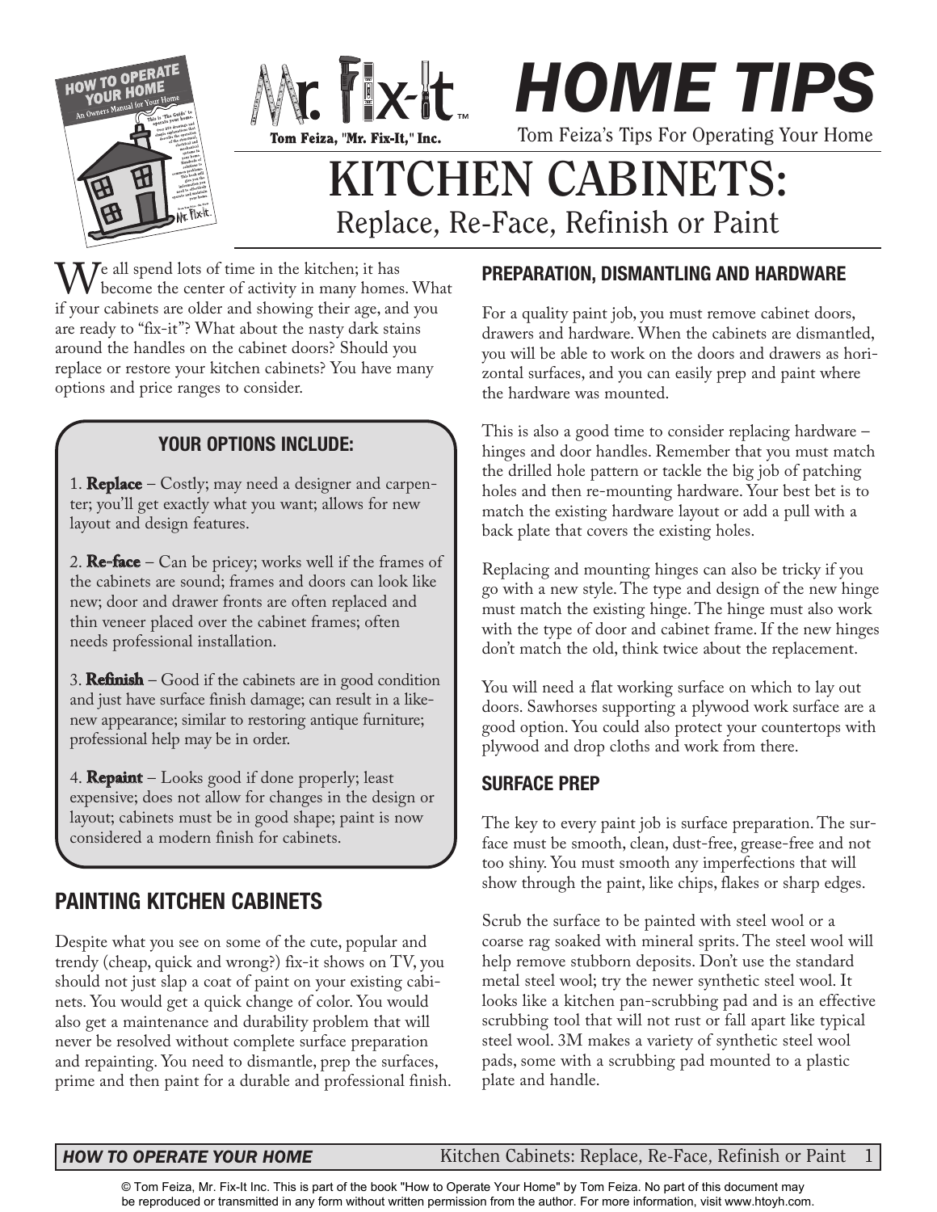# HOME TIPS

Tom Feiza's Tips For Operating Your Home

# KITCHEN CABINETS:

## Replace, Re-Face, Refinish or Paint

We all spend lots of time in the kitchen; it has become the center of activity in many homes. What if your cabinets are older and showing their age, and you are ready to "fix-it"? What about the nasty dark stains around the handles on the cabinet doors? Should you replace or restore your kitchen cabinets? You have many options and price ranges to consider.

### YOUR OPTIONS INCLUDE:

1. **Replace** – Costly; may need a designer and carpenter; you'll get exactly what you want; allows for new layout and design features.

2. **Re-face** – Can be pricey; works well if the frames of the cabinets are sound; frames and doors can look like new; door and drawer fronts are often replaced and thin veneer placed over the cabinet frames; often needs professional installation.

3. **Refinish** – Good if the cabinets are in good condition and just have surface finish damage; can result in a like-new appearance; similar to restoring antique furniture; professional help may be in order.

4. **Repaint** – Looks good if done properly; least expensive; does not allow for changes in the design or layout; cabinets must be in good shape; paint is now considered a modern finish for cabinets.

## PAINTING KITCHEN CABINETS

Despite what you see on some of the cute, popular and trendy (cheap, quick and wrong?) fix-it shows on TV, you should not just slap a coat of paint on your existing cabinets. You would get a quick change of color. You would also get a maintenance and durability problem that will never be resolved without complete surface preparation and repainting. You need to dismantle, prep the surfaces, prime and then paint for a durable and professional finish.

### PREPARATION, DISMANTLING AND HARDWARE

For a quality paint job, you must remove cabinet doors, drawers and hardware. When the cabinets are dismantled, you will be able to work on the doors and drawers as horizontal surfaces, and you can easily prep and paint where the hardware was mounted.

This is also a good time to consider replacing hardware – hinges and door handles. Remember that you must match the drilled hole pattern or tackle the big job of patching holes and then re-mounting hardware. Your best bet is to match the existing hardware layout or add a pull with a back plate that covers the existing holes.

Replacing and mounting hinges can also be tricky if you go with a new style. The type and design of the new hinge must match the existing hinge. The hinge must also work with the type of door and cabinet frame. If the new hinges don't match the old, think twice about the replacement.

You will need a flat working surface on which to lay out doors. Sawhorses supporting a plywood work surface are a good option. You could also protect your countertops with plywood and drop cloths and work from there.

### SURFACE PREP

The key to every paint job is surface preparation. The surface must be smooth, clean, dust-free, grease-free and not too shiny. You must smooth any imperfections that will show through the paint, like chips, flakes or sharp edges.

Scrub the surface to be painted with steel wool or a coarse rag soaked with mineral sprits. The steel wool will help remove stubborn deposits. Don't use the standard metal steel wool; try the newer synthetic steel wool. It looks like a kitchen pan-scrubbing pad and is an effective scrubbing tool that will not rust or fall apart like typical steel wool. 3M makes a variety of synthetic steel wool pads, some with a scrubbing pad mounted to a plastic plate and handle.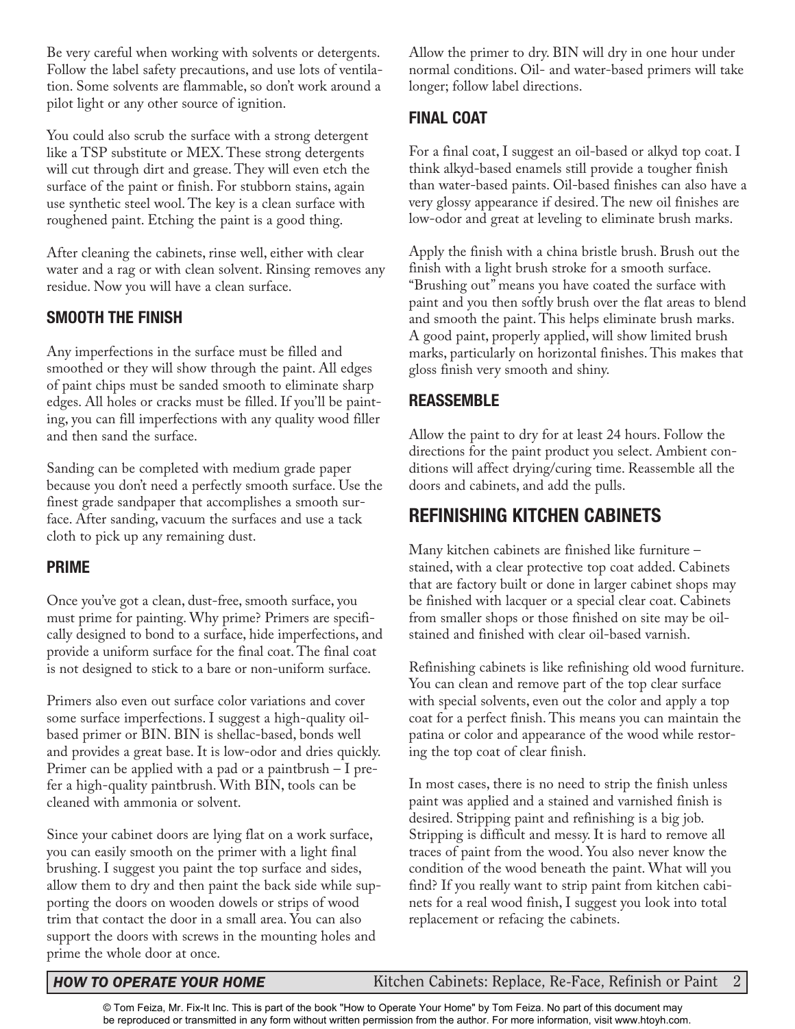Be very careful when working with solvents or detergents. Follow the label safety precautions, and use lots of ventilation. Some solvents are flammable, so don't work around a pilot light or any other source of ignition.

You could also scrub the surface with a strong detergent like a TSP substitute or MEX. These strong detergents will cut through dirt and grease. They will even etch the surface of the paint or finish. For stubborn stains, again use synthetic steel wool. The key is a clean surface with roughened paint. Etching the paint is a good thing.

After cleaning the cabinets, rinse well, either with clear water and a rag or with clean solvent. Rinsing removes any residue. Now you will have a clean surface.

### SMOOTH THE FINISH

Any imperfections in the surface must be filled and smoothed or they will show through the paint. All edges of paint chips must be sanded smooth to eliminate sharp edges. All holes or cracks must be filled. If you'll be painting, you can fill imperfections with any quality wood filler and then sand the surface.

Sanding can be completed with medium grade paper because you don't need a perfectly smooth surface. Use the finest grade sandpaper that accomplishes a smooth surface. After sanding, vacuum the surfaces and use a tack cloth to pick up any remaining dust.

### PRIME

Once you've got a clean, dust-free, smooth surface, you must prime for painting. Why prime? Primers are specifically designed to bond to a surface, hide imperfections, and provide a uniform surface for the final coat. The final coat is not designed to stick to a bare or non-uniform surface.

Primers also even out surface color variations and cover some surface imperfections. I suggest a high-quality oil-based primer or BIN. BIN is shellac-based, bonds well and provides a great base. It is low-odor and dries quickly. Primer can be applied with a pad or a paintbrush – I prefer a high-quality paintbrush. With BIN, tools can be cleaned with ammonia or solvent.

Since your cabinet doors are lying flat on a work surface, you can easily smooth on the primer with a light final brushing. I suggest you paint the top surface and sides, allow them to dry and then paint the back side while supporting the doors on wooden dowels or strips of wood trim that contact the door in a small area. You can also support the doors with screws in the mounting holes and prime the whole door at once.

Allow the primer to dry. BIN will dry in one hour under normal conditions. Oil- and water-based primers will take longer; follow label directions.

### FINAL COAT

For a final coat, I suggest an oil-based or alkyd top coat. I think alkyd-based enamels still provide a tougher finish than water-based paints. Oil-based finishes can also have a very glossy appearance if desired. The new oil finishes are low-odor and great at leveling to eliminate brush marks.

Apply the finish with a china bristle brush. Brush out the finish with a light brush stroke for a smooth surface. "Brushing out" means you have coated the surface with paint and you then softly brush over the flat areas to blend and smooth the paint. This helps eliminate brush marks. A good paint, properly applied, will show limited brush marks, particularly on horizontal finishes. This makes that gloss finish very smooth and shiny.

### REASSEMBLE

Allow the paint to dry for at least 24 hours. Follow the directions for the paint product you select. Ambient conditions will affect drying/curing time. Reassemble all the doors and cabinets, and add the pulls.

## REFINISHING KITCHEN CABINETS

Many kitchen cabinets are finished like furniture – stained, with a clear protective top coat added. Cabinets that are factory built or done in larger cabinet shops may be finished with lacquer or a special clear coat. Cabinets from smaller shops or those finished on site may be oil-stained and finished with clear oil-based varnish.

Refinishing cabinets is like refinishing old wood furniture. You can clean and remove part of the top clear surface with special solvents, even out the color and apply a top coat for a perfect finish. This means you can maintain the patina or color and appearance of the wood while restoring the top coat of clear finish.

In most cases, there is no need to strip the finish unless paint was applied and a stained and varnished finish is desired. Stripping paint and refinishing is a big job. Stripping is difficult and messy. It is hard to remove all traces of paint from the wood. You also never know the condition of the wood beneath the paint. What will you find? If you really want to strip paint from kitchen cabinets for a real wood finish, I suggest you look into total replacement or refacing the cabinets.

© Tom Feiza, Mr. Fix-It Inc. This is part of the book "How to Operate Your Home" by Tom Feiza. No part of this document may be reproduced or transmitted in any form without written permission from the author. For more information, visit www.htoyh.com.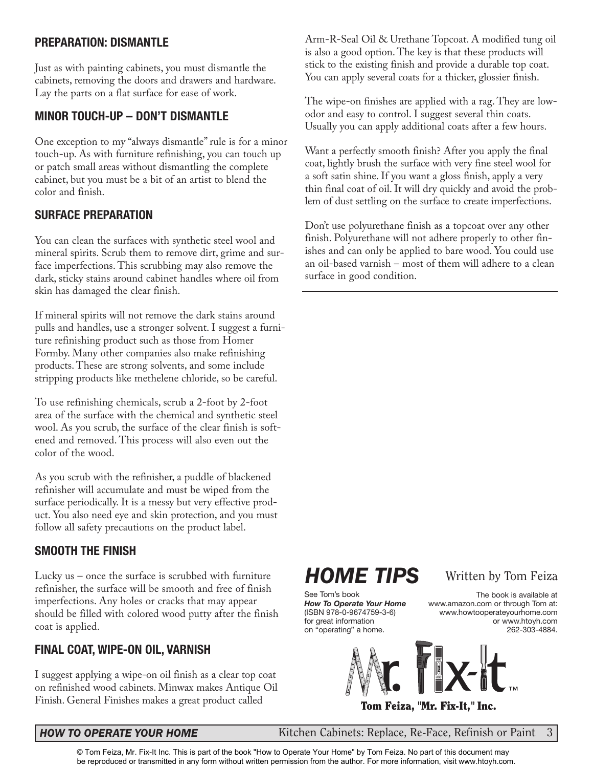## PREPARATION: DISMANTLE

Just as with painting cabinets, you must dismantle the cabinets, removing the doors and drawers and hardware. Lay the parts on a flat surface for ease of work.

## MINOR TOUCH-UP – DON'T DISMANTLE

One exception to my "always dismantle" rule is for a minor touch-up. As with furniture refinishing, you can touch up or patch small areas without dismantling the complete cabinet, but you must be a bit of an artist to blend the color and finish.

## SURFACE PREPARATION

You can clean the surfaces with synthetic steel wool and mineral spirits. Scrub them to remove dirt, grime and surface imperfections. This scrubbing may also remove the dark, sticky stains around cabinet handles where oil from skin has damaged the clear finish.

If mineral spirits will not remove the dark stains around pulls and handles, use a stronger solvent. I suggest a furniture refinishing product such as those from Homer Formby. Many other companies also make refinishing products. These are strong solvents, and some include stripping products like methelene chloride, so be careful.

To use refinishing chemicals, scrub a 2-foot by 2-foot area of the surface with the chemical and synthetic steel wool. As you scrub, the surface of the clear finish is softened and removed. This process will also even out the color of the wood.

As you scrub with the refinisher, a puddle of blackened refinisher will accumulate and must be wiped from the surface periodically. It is a messy but very effective product. You also need eye and skin protection, and you must follow all safety precautions on the product label.

## SMOOTH THE FINISH

Lucky us – once the surface is scrubbed with furniture refinisher, the surface will be smooth and free of finish imperfections. Any holes or cracks that may appear should be filled with colored wood putty after the finish coat is applied.

## FINAL COAT, WIPE-ON OIL, VARNISH

I suggest applying a wipe-on oil finish as a clear top coat on refinished wood cabinets. Minwax makes Antique Oil Finish. General Finishes makes a great product called Arm-R-Seal Oil & Urethane Topcoat. A modified tung oil is also a good option. The key is that these products will stick to the existing finish and provide a durable top coat. You can apply several coats for a thicker, glossier finish.

The wipe-on finishes are applied with a rag. They are low-odor and easy to control. I suggest several thin coats. Usually you can apply additional coats after a few hours.

Want a perfectly smooth finish? After you apply the final coat, lightly brush the surface with very fine steel wool for a soft satin shine. If you want a gloss finish, apply a very thin final coat of oil. It will dry quickly and avoid the problem of dust settling on the surface to create imperfections.

Don't use polyurethane finish as a topcoat over any other finish. Polyurethane will not adhere properly to other finishes and can only be applied to bare wood. You could use an oil-based varnish – most of them will adhere to a clean surface in good condition.

---

**HOME TIPS** Written by Tom Feiza

See Tom's book ***How To Operate Your Home*** (ISBN 978-0-9674759-3-6) for great information on "operating" a home.

The book is available at www.amazon.com or through Tom at: www.howtooperateyourhome.com or www.htoyh.com 262-303-4884.

Mr. Fix-It™

Tom Feiza, "Mr. Fix-It," Inc.

© Tom Feiza, Mr. Fix-It Inc. This is part of the book "How to Operate Your Home" by Tom Feiza. No part of this document may be reproduced or transmitted in any form without written permission from the author. For more information, visit www.htoyh.com.